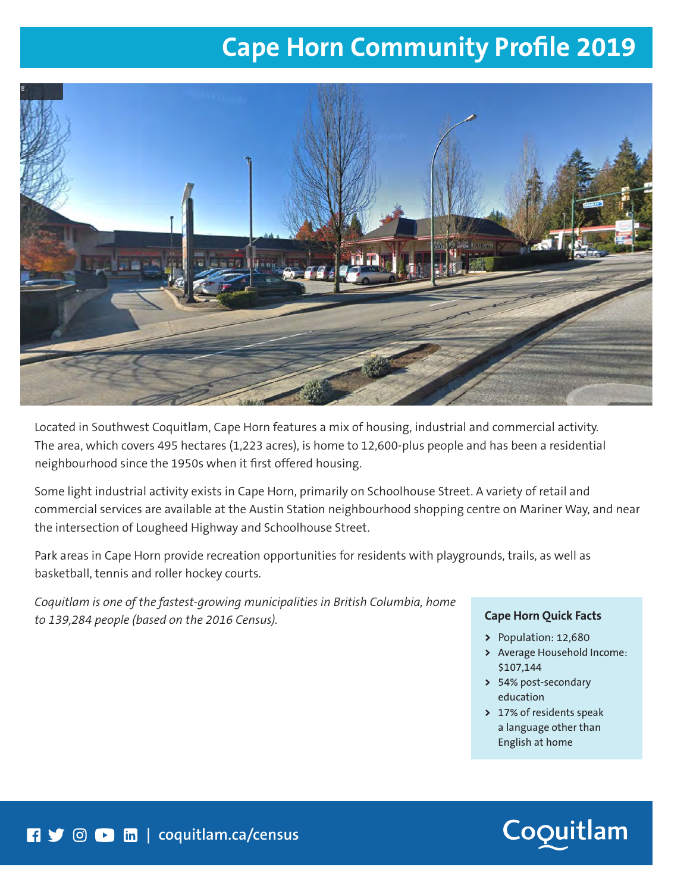# Cape Horn Community Profile 2019

Located in Southwest Coquitlam, Cape Horn features a mix of housing, industrial and commercial activity. The area, which covers 495 hectares (1,223 acres), is home to 12,600-plus people and has been a residential neighbourhood since the 1950s when it first offered housing.

Some light industrial activity exists in Cape Horn, primarily on Schoolhouse Street. A variety of retail and commercial services are available at the Austin Station neighbourhood shopping centre on Mariner Way, and near the intersection of Lougheed Highway and Schoolhouse Street.

Park areas in Cape Horn provide recreation opportunities for residents with playgrounds, trails, as well as basketball, tennis and roller hockey courts.

*Coquitlam is one of the fastest-growing municipalities in British Columbia, home to 139,284 people (based on the 2016 Census).*

### Cape Horn Quick Facts

- Population: 12,680
- Average Household Income: $107,144
- 54% post-secondary education
- 17% of residents speak a language other than English at home

coquitlam.ca/census

Coquitlam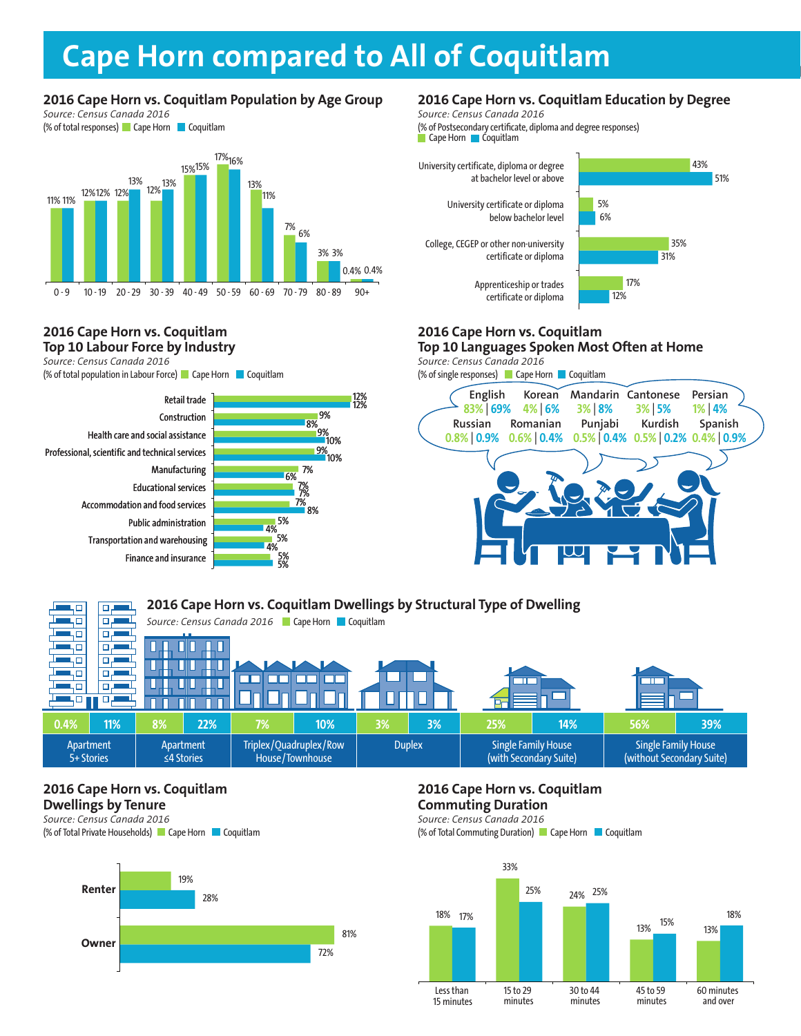# Cape Horn compared to All of Coquitlam

## 2016 Cape Horn vs. Coquitlam Population by Age Group

*Source: Census Canada 2016*

(% of total responses) Cape Horn | Coquitlam

| Age Group | Cape Horn | Coquitlam |
|---|---|---|
| 0 - 9 | 11% | 11% |
| 10 - 19 | 12% | 12% |
| 20 - 29 | 12% | 13% |
| 30 - 39 | 12% | 13% |
| 40 - 49 | 15% | 15% |
| 50 - 59 | 17% | 16% |
| 60 - 69 | 13% | 11% |
| 70 - 79 | 7% | 6% |
| 80 - 89 | 3% | 3% |
| 90+ | 0.4% | 0.4% |

## 2016 Cape Horn vs. Coquitlam Education by Degree

*Source: Census Canada 2016*

(% of Postsecondary certificate, diploma and degree responses) Cape Horn | Coquitlam

| Degree | Cape Horn | Coquitlam |
|---|---|---|
| University certificate, diploma or degree at bachelor level or above | 43% | 51% |
| University certificate or diploma below bachelor level | 5% | 6% |
| College, CEGEP or other non-university certificate or diploma | 35% | 31% |
| Apprenticeship or trades certificate or diploma | 17% | 12% |

## 2016 Cape Horn vs. Coquitlam Top 10 Labour Force by Industry

*Source: Census Canada 2016*

(% of total population in Labour Force) Cape Horn | Coquitlam

| Industry | Cape Horn | Coquitlam |
|---|---|---|
| Retail trade | 12% | 12% |
| Construction | 9% | 8% |
| Health care and social assistance | 9% | 10% |
| Professional, scientific and technical services | 9% | 10% |
| Manufacturing | 7% | 6% |
| Educational services | 7% | 7% |
| Accommodation and food services | 7% | 8% |
| Public administration | 5% | 4% |
| Transportation and warehousing | 5% | 4% |
| Finance and insurance | 5% | 5% |

## 2016 Cape Horn vs. Coquitlam Top 10 Languages Spoken Most Often at Home

*Source: Census Canada 2016*

(% of single responses) Cape Horn | Coquitlam

| Language | Cape Horn | Coquitlam |
|---|---|---|
| English | 83% | 69% |
| Korean | 4% | 6% |
| Mandarin | 3% | 8% |
| Cantonese | 3% | 5% |
| Persian | 1% | 4% |
| Russian | 0.8% | 0.9% |
| Romanian | 0.6% | 0.4% |
| Punjabi | 0.5% | 0.4% |
| Kurdish | 0.5% | 0.2% |
| Spanish | 0.4% | 0.9% |

## 2016 Cape Horn vs. Coquitlam Dwellings by Structural Type of Dwelling

*Source: Census Canada 2016* Cape Horn | Coquitlam

| Dwelling Type | Cape Horn | Coquitlam |
|---|---|---|
| Apartment 5+ Stories | 0.4% | 11% |
| Apartment ≤4 Stories | 8% | 22% |
| Triplex/Quadruplex/Row House/Townhouse | 7% | 10% |
| Duplex | 3% | 3% |
| Single Family House (with Secondary Suite) | 25% | 14% |
| Single Family House (without Secondary Suite) | 56% | 39% |

## 2016 Cape Horn vs. Coquitlam Dwellings by Tenure

*Source: Census Canada 2016*

(% of Total Private Households) Cape Horn | Coquitlam

| Tenure | Cape Horn | Coquitlam |
|---|---|---|
| Renter | 19% | 28% |
| Owner | 81% | 72% |

## 2016 Cape Horn vs. Coquitlam Commuting Duration

*Source: Census Canada 2016*

(% of Total Commuting Duration) Cape Horn | Coquitlam

| Duration | Cape Horn | Coquitlam |
|---|---|---|
| Less than 15 minutes | 18% | 17% |
| 15 to 29 minutes | 33% | 25% |
| 30 to 44 minutes | 24% | 25% |
| 45 to 59 minutes | 13% | 15% |
| 60 minutes and over | 13% | 18% |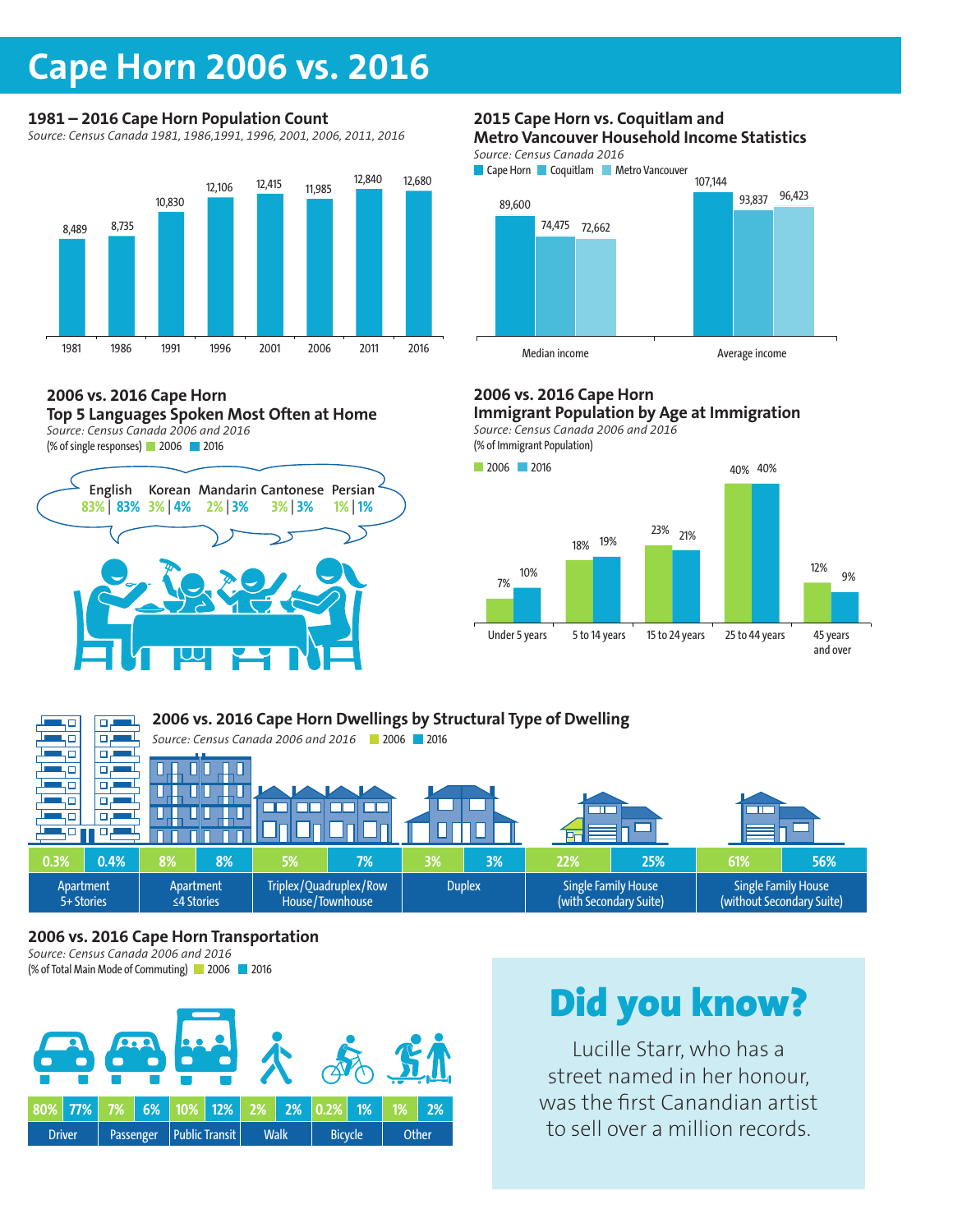# Cape Horn 2006 vs. 2016

## 1981 – 2016 Cape Horn Population Count

*Source: Census Canada 1981, 1986,1991, 1996, 2001, 2006, 2011, 2016*

| Year | Population |
|---|---|
| 1981 | 8,489 |
| 1986 | 8,735 |
| 1991 | 10,830 |
| 1996 | 12,106 |
| 2001 | 12,415 |
| 2006 | 11,985 |
| 2011 | 12,840 |
| 2016 | 12,680 |

## 2015 Cape Horn vs. Coquitlam and Metro Vancouver Household Income Statistics

*Source: Census Canada 2016*

| | Cape Horn | Coquitlam | Metro Vancouver |
|---|---|---|---|
| Median income | 89,600 | 74,475 | 72,662 |
| Average income | 107,144 | 93,837 | 96,423 |

## 2006 vs. 2016 Cape Horn Top 5 Languages Spoken Most Often at Home

*Source: Census Canada 2006 and 2016*

(% of single responses) 2006 | 2016

| Language | 2006 | 2016 |
|---|---|---|
| English | 83% | 83% |
| Korean | 3% | 4% |
| Mandarin | 2% | 3% |
| Cantonese | 3% | 3% |
| Persian | 1% | 1% |

## 2006 vs. 2016 Cape Horn Immigrant Population by Age at Immigration

*Source: Census Canada 2006 and 2016*

(% of Immigrant Population)

| Age at Immigration | 2006 | 2016 |
|---|---|---|
| Under 5 years | 7% | 10% |
| 5 to 14 years | 18% | 19% |
| 15 to 24 years | 23% | 21% |
| 25 to 44 years | 40% | 40% |
| 45 years and over | 12% | 9% |

## 2006 vs. 2016 Cape Horn Dwellings by Structural Type of Dwelling

*Source: Census Canada 2006 and 2016*

| Dwelling Type | 2006 | 2016 |
|---|---|---|
| Apartment 5+ Stories | 0.3% | 0.4% |
| Apartment ≤4 Stories | 8% | 8% |
| Triplex/Quadruplex/Row House/Townhouse | 5% | 7% |
| Duplex | 3% | 3% |
| Single Family House (with Secondary Suite) | 22% | 25% |
| Single Family House (without Secondary Suite) | 61% | 56% |

## 2006 vs. 2016 Cape Horn Transportation

*Source: Census Canada 2006 and 2016*

(% of Total Main Mode of Commuting)

| Mode | 2006 | 2016 |
|---|---|---|
| Driver | 80% | 77% |
| Passenger | 7% | 6% |
| Public Transit | 10% | 12% |
| Walk | 2% | 2% |
| Bicycle | 0.2% | 1% |
| Other | 1% | 2% |

## Did you know?

Lucille Starr, who has a street named in her honour, was the first Canandian artist to sell over a million records.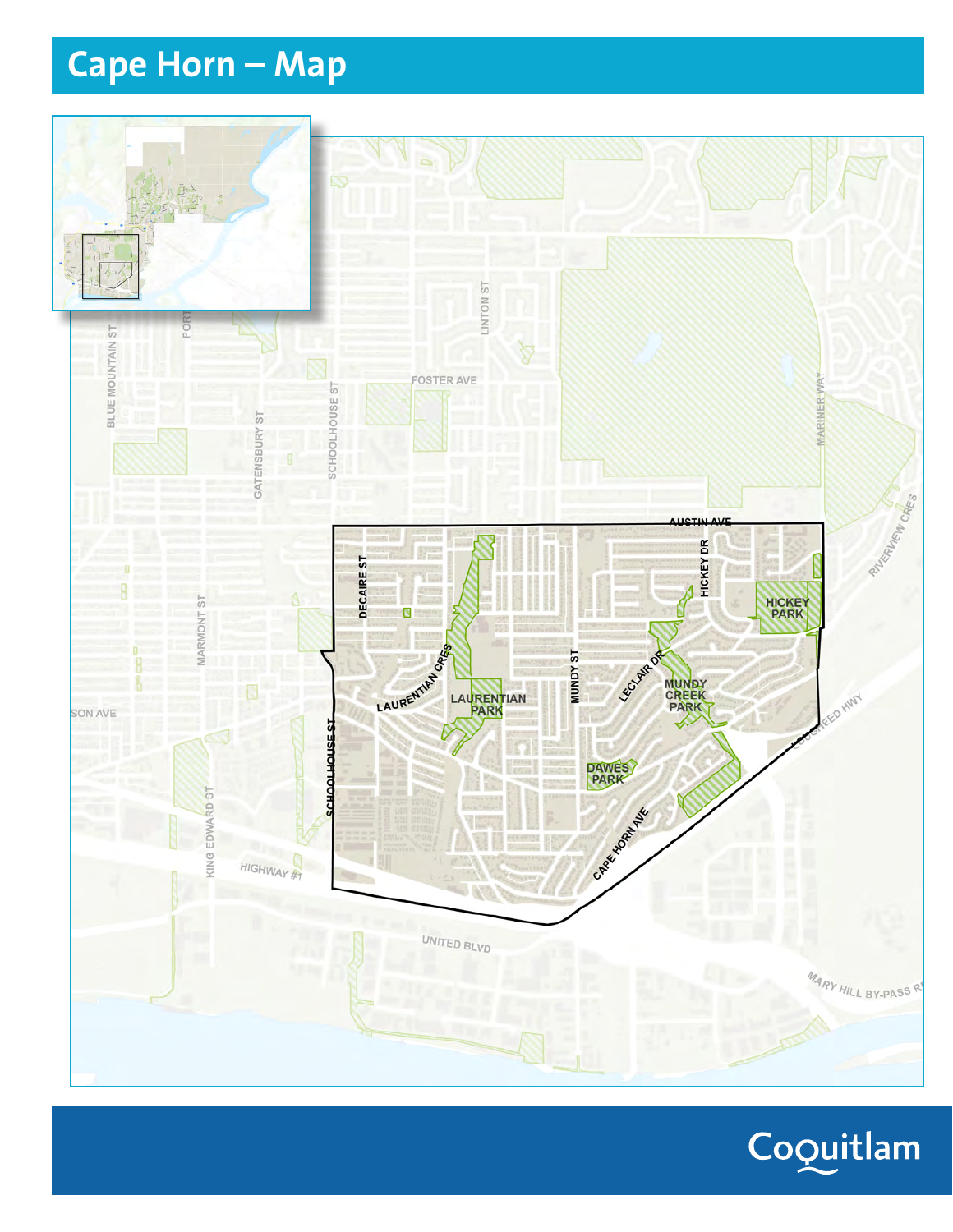# Cape Horn – Map

AUSTIN AVE

FOSTER AVE

LINTON ST

MARINER WAY

RIVERVIEW CRES

BLUE MOUNTAIN ST

PORT

GATENSBURY ST

SCHOOLHOUSE ST

DECAIRE ST

LAURENTIAN CRES

LAURENTIAN PARK

MUNDY ST

LECLAIR DR

HICKEY DR

HICKEY PARK

MUNDY CREEK PARK

DAWES PARK

CAPE HORN AVE

LOUGHEED HWY

MARMONT ST

SON AVE

KING EDWARD ST

HIGHWAY #1

UNITED BLVD

MARY HILL BY-PASS

Coquitlam